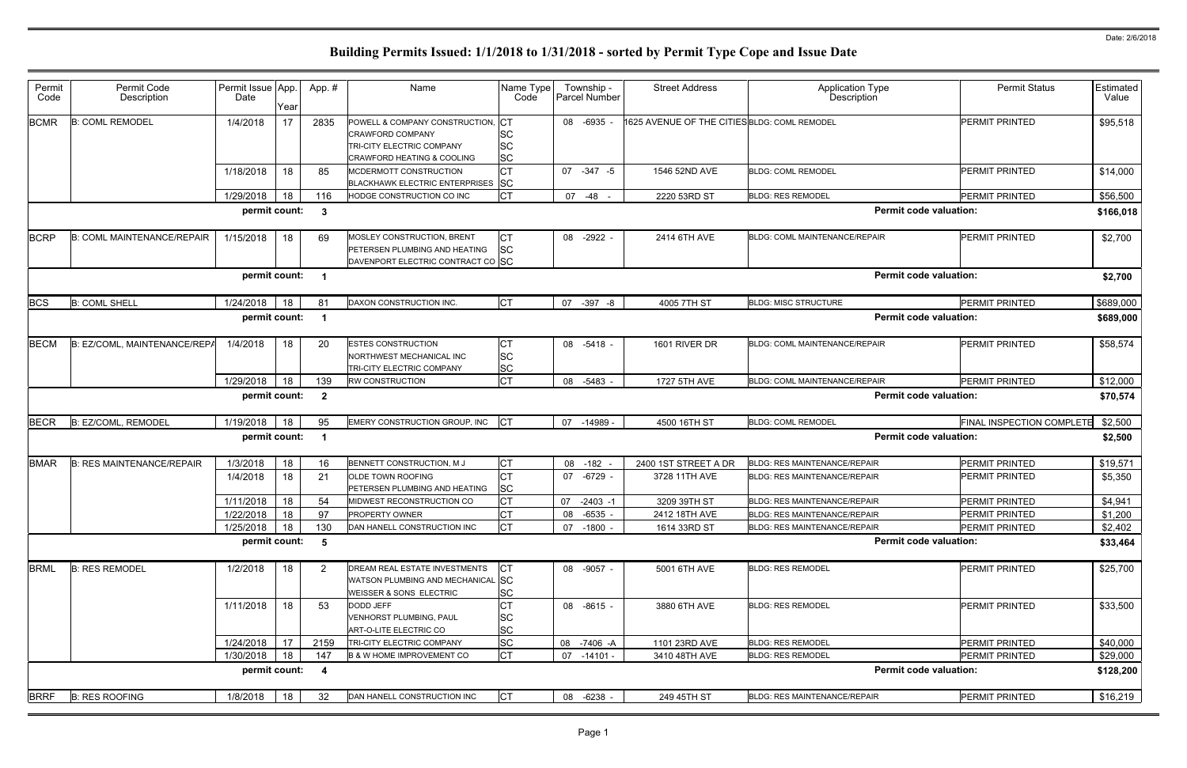Date: 2/6/2018

# Building Permits Issued: 1/1/2018 to 1/31/2018 - sorted by Permit Type Cope and Issue Date

| Permit Code | Permit Code Description | Permit Issue Date | App. Year | App. # | Name | Name Type Code | Township - Parcel Number | Street Address | Application Type Description | Permit Status | Estimated Value |
|---|---|---|---|---|---|---|---|---|---|---|---|
| BCMR | B: COML REMODEL | 1/4/2018 | 17 | 2835 | POWELL & COMPANY CONSTRUCTION, CRAWFORD COMPANY, TRI-CITY ELECTRIC COMPANY, CRAWFORD HEATING & COOLING | CT, SC, SC, SC | 08 -6935 - | 1625 AVENUE OF THE CITIES | BLDG: COML REMODEL | PERMIT PRINTED | $95,518 |
| | | 1/18/2018 | 18 | 85 | MCDERMOTT CONSTRUCTION, BLACKHAWK ELECTRIC ENTERPRISES | CT, SC | 07 -347 -5 | 1546 52ND AVE | BLDG: COML REMODEL | PERMIT PRINTED | $14,000 |
| | | 1/29/2018 | 18 | 116 | HODGE CONSTRUCTION CO INC | CT | 07 -48 - | 2220 53RD ST | BLDG: RES REMODEL | PERMIT PRINTED | $56,500 |
| | | permit count: | | 3 | | | | | Permit code valuation: | | $166,018 |
| BCRP | B: COML MAINTENANCE/REPAIR | 1/15/2018 | 18 | 69 | MOSLEY CONSTRUCTION, BRENT, PETERSEN PLUMBING AND HEATING, DAVENPORT ELECTRIC CONTRACT CO | CT, SC, SC | 08 -2922 - | 2414 6TH AVE | BLDG: COML MAINTENANCE/REPAIR | PERMIT PRINTED | $2,700 |
| | | permit count: | | 1 | | | | | Permit code valuation: | | $2,700 |
| BCS | B: COML SHELL | 1/24/2018 | 18 | 81 | DAXON CONSTRUCTION INC. | CT | 07 -397 -8 | 4005 7TH ST | BLDG: MISC STRUCTURE | PERMIT PRINTED | $689,000 |
| | | permit count: | | 1 | | | | | Permit code valuation: | | $689,000 |
| BECM | B: EZ/COML, MAINTENANCE/REPA | 1/4/2018 | 18 | 20 | ESTES CONSTRUCTION, NORTHWEST MECHANICAL INC, TRI-CITY ELECTRIC COMPANY | CT, SC, SC | 08 -5418 - | 1601 RIVER DR | BLDG: COML MAINTENANCE/REPAIR | PERMIT PRINTED | $58,574 |
| | | 1/29/2018 | 18 | 139 | RW CONSTRUCTION | CT | 08 -5483 - | 1727 5TH AVE | BLDG: COML MAINTENANCE/REPAIR | PERMIT PRINTED | $12,000 |
| | | permit count: | | 2 | | | | | Permit code valuation: | | $70,574 |
| BECR | B: EZ/COML, REMODEL | 1/19/2018 | 18 | 95 | EMERY CONSTRUCTION GROUP, INC | CT | 07 -14989 - | 4500 16TH ST | BLDG: COML REMODEL | FINAL INSPECTION COMPLETE | $2,500 |
| | | permit count: | | 1 | | | | | Permit code valuation: | | $2,500 |
| BMAR | B: RES MAINTENANCE/REPAIR | 1/3/2018 | 18 | 16 | BENNETT CONSTRUCTION, M J | CT | 08 -182 - | 2400 1ST STREET A DR | BLDG: RES MAINTENANCE/REPAIR | PERMIT PRINTED | $19,571 |
| | | 1/4/2018 | 18 | 21 | OLDE TOWN ROOFING, PETERSEN PLUMBING AND HEATING | CT, SC | 07 -6729 - | 3728 11TH AVE | BLDG: RES MAINTENANCE/REPAIR | PERMIT PRINTED | $5,350 |
| | | 1/11/2018 | 18 | 54 | MIDWEST RECONSTRUCTION CO | CT | 07 -2403 -1 | 3209 39TH ST | BLDG: RES MAINTENANCE/REPAIR | PERMIT PRINTED | $4,941 |
| | | 1/22/2018 | 18 | 97 | PROPERTY OWNER | CT | 08 -6535 - | 2412 18TH AVE | BLDG: RES MAINTENANCE/REPAIR | PERMIT PRINTED | $1,200 |
| | | 1/25/2018 | 18 | 130 | DAN HANELL CONSTRUCTION INC | CT | 07 -1800 - | 1614 33RD ST | BLDG: RES MAINTENANCE/REPAIR | PERMIT PRINTED | $2,402 |
| | | permit count: | | 5 | | | | | Permit code valuation: | | $33,464 |
| BRML | B: RES REMODEL | 1/2/2018 | 18 | 2 | DREAM REAL ESTATE INVESTMENTS, WATSON PLUMBING AND MECHANICAL, WEISSER & SONS ELECTRIC | CT, SC, SC | 08 -9057 - | 5001 6TH AVE | BLDG: RES REMODEL | PERMIT PRINTED | $25,700 |
| | | 1/11/2018 | 18 | 53 | DODD JEFF, VENHORST PLUMBING, PAUL, ART-O-LITE ELECTRIC CO | CT, SC, SC | 08 -8615 - | 3880 6TH AVE | BLDG: RES REMODEL | PERMIT PRINTED | $33,500 |
| | | 1/24/2018 | 17 | 2159 | TRI-CITY ELECTRIC COMPANY | SC | 08 -7406 -A | 1101 23RD AVE | BLDG: RES REMODEL | PERMIT PRINTED | $40,000 |
| | | 1/30/2018 | 18 | 147 | B & W HOME IMPROVEMENT CO | CT | 07 -14101 - | 3410 48TH AVE | BLDG: RES REMODEL | PERMIT PRINTED | $29,000 |
| | | permit count: | | 4 | | | | | Permit code valuation: | | $128,200 |
| BRRF | B: RES ROOFING | 1/8/2018 | 18 | 32 | DAN HANELL CONSTRUCTION INC | CT | 08 -6238 - | 249 45TH ST | BLDG: RES MAINTENANCE/REPAIR | PERMIT PRINTED | $16,219 |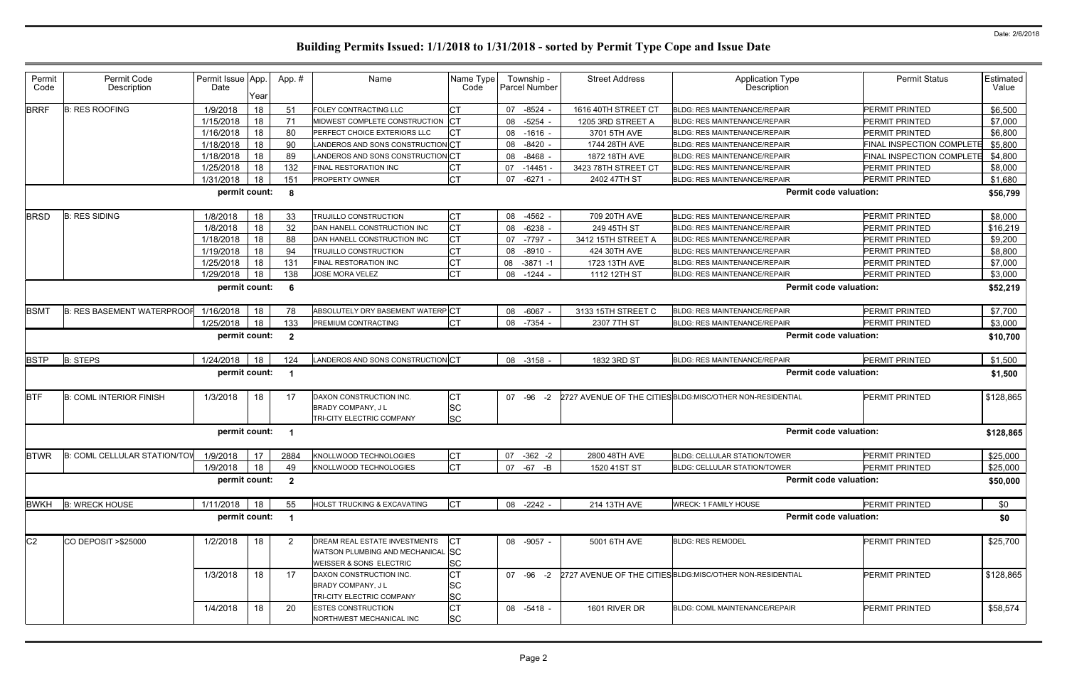# Building Permits Issued: 1/1/2018 to 1/31/2018 - sorted by Permit Type Cope and Issue Date

Date: 2/6/2018

| Permit Code | Permit Code Description | Permit Issue Date | App. Year | App. # | Name | Name Type Code | Township - Parcel Number | Street Address | Application Type Description | Permit Status | Estimated Value |
|---|---|---|---|---|---|---|---|---|---|---|---|
| BRRF | B: RES ROOFING | 1/9/2018 | 18 | 51 | FOLEY CONTRACTING LLC | CT | 07 -8524 - | 1616 40TH STREET CT | BLDG: RES MAINTENANCE/REPAIR | PERMIT PRINTED | $6,500 |
| | | 1/15/2018 | 18 | 71 | MIDWEST COMPLETE CONSTRUCTION | CT | 08 -5254 - | 1205 3RD STREET A | BLDG: RES MAINTENANCE/REPAIR | PERMIT PRINTED | $7,000 |
| | | 1/16/2018 | 18 | 80 | PERFECT CHOICE EXTERIORS LLC | CT | 08 -1616 - | 3701 5TH AVE | BLDG: RES MAINTENANCE/REPAIR | PERMIT PRINTED | $6,800 |
| | | 1/18/2018 | 18 | 90 | LANDEROS AND SONS CONSTRUCTION | CT | 08 -8420 - | 1744 28TH AVE | BLDG: RES MAINTENANCE/REPAIR | FINAL INSPECTION COMPLETE | $5,800 |
| | | 1/18/2018 | 18 | 89 | LANDEROS AND SONS CONSTRUCTION | CT | 08 -8468 - | 1872 18TH AVE | BLDG: RES MAINTENANCE/REPAIR | FINAL INSPECTION COMPLETE | $4,800 |
| | | 1/25/2018 | 18 | 132 | FINAL RESTORATION INC | CT | 07 -14451 - | 3423 78TH STREET CT | BLDG: RES MAINTENANCE/REPAIR | PERMIT PRINTED | $8,000 |
| | | 1/31/2018 | 18 | 151 | PROPERTY OWNER | CT | 07 -6271 - | 2402 47TH ST | BLDG: RES MAINTENANCE/REPAIR | PERMIT PRINTED | $1,680 |
| | | permit count: | | 8 | | | | | Permit code valuation: | | $56,799 |
| BRSD | B: RES SIDING | 1/8/2018 | 18 | 33 | TRUJILLO CONSTRUCTION | CT | 08 -4562 - | 709 20TH AVE | BLDG: RES MAINTENANCE/REPAIR | PERMIT PRINTED | $8,000 |
| | | 1/8/2018 | 18 | 32 | DAN HANELL CONSTRUCTION INC | CT | 08 -6238 - | 249 45TH ST | BLDG: RES MAINTENANCE/REPAIR | PERMIT PRINTED | $16,219 |
| | | 1/18/2018 | 18 | 88 | DAN HANELL CONSTRUCTION INC | CT | 07 -7797 - | 3412 15TH STREET A | BLDG: RES MAINTENANCE/REPAIR | PERMIT PRINTED | $9,200 |
| | | 1/19/2018 | 18 | 94 | TRUJILLO CONSTRUCTION | CT | 08 -8910 - | 424 30TH AVE | BLDG: RES MAINTENANCE/REPAIR | PERMIT PRINTED | $8,800 |
| | | 1/25/2018 | 18 | 131 | FINAL RESTORATION INC | CT | 08 -3871 -1 | 1723 13TH AVE | BLDG: RES MAINTENANCE/REPAIR | PERMIT PRINTED | $7,000 |
| | | 1/29/2018 | 18 | 138 | JOSE MORA VELEZ | CT | 08 -1244 - | 1112 12TH ST | BLDG: RES MAINTENANCE/REPAIR | PERMIT PRINTED | $3,000 |
| | | permit count: | | 6 | | | | | Permit code valuation: | | $52,219 |
| BSMT | B: RES BASEMENT WATERPROOF | 1/16/2018 | 18 | 78 | ABSOLUTELY DRY BASEMENT WATERP | CT | 08 -6067 - | 3133 15TH STREET C | BLDG: RES MAINTENANCE/REPAIR | PERMIT PRINTED | $7,700 |
| | | 1/25/2018 | 18 | 133 | PREMIUM CONTRACTING | CT | 08 -7354 - | 2307 7TH ST | BLDG: RES MAINTENANCE/REPAIR | PERMIT PRINTED | $3,000 |
| | | permit count: | | 2 | | | | | Permit code valuation: | | $10,700 |
| BSTP | B: STEPS | 1/24/2018 | 18 | 124 | LANDEROS AND SONS CONSTRUCTION | CT | 08 -3158 - | 1832 3RD ST | BLDG: RES MAINTENANCE/REPAIR | PERMIT PRINTED | $1,500 |
| | | permit count: | | 1 | | | | | Permit code valuation: | | $1,500 |
| BTF | B: COML INTERIOR FINISH | 1/3/2018 | 18 | 17 | DAXON CONSTRUCTION INC.<br>BRADY COMPANY, J L<br>TRI-CITY ELECTRIC COMPANY | CT<br>SC<br>SC | 07 -96 -2 | 2727 AVENUE OF THE CITIES | BLDG:MISC/OTHER NON-RESIDENTIAL | PERMIT PRINTED | $128,865 |
| | | permit count: | | 1 | | | | | Permit code valuation: | | $128,865 |
| BTWR | B: COML CELLULAR STATION/TOW | 1/9/2018 | 17 | 2884 | KNOLLWOOD TECHNOLOGIES | CT | 07 -362 -2 | 2800 48TH AVE | BLDG: CELLULAR STATION/TOWER | PERMIT PRINTED | $25,000 |
| | | 1/9/2018 | 18 | 49 | KNOLLWOOD TECHNOLOGIES | CT | 07 -67 -B | 1520 41ST ST | BLDG: CELLULAR STATION/TOWER | PERMIT PRINTED | $25,000 |
| | | permit count: | | 2 | | | | | Permit code valuation: | | $50,000 |
| BWKH | B: WRECK HOUSE | 1/11/2018 | 18 | 55 | HOLST TRUCKING & EXCAVATING | CT | 08 -2242 - | 214 13TH AVE | WRECK: 1 FAMILY HOUSE | PERMIT PRINTED | $0 |
| | | permit count: | | 1 | | | | | Permit code valuation: | | $0 |
| C2 | CO DEPOSIT >$25000 | 1/2/2018 | 18 | 2 | DREAM REAL ESTATE INVESTMENTS<br>WATSON PLUMBING AND MECHANICAL<br>WEISSER & SONS ELECTRIC | CT<br>SC<br>SC | 08 -9057 - | 5001 6TH AVE | BLDG: RES REMODEL | PERMIT PRINTED | $25,700 |
| | | 1/3/2018 | 18 | 17 | DAXON CONSTRUCTION INC.<br>BRADY COMPANY, J L<br>TRI-CITY ELECTRIC COMPANY | CT<br>SC<br>SC | 07 -96 -2 | 2727 AVENUE OF THE CITIES | BLDG:MISC/OTHER NON-RESIDENTIAL | PERMIT PRINTED | $128,865 |
| | | 1/4/2018 | 18 | 20 | ESTES CONSTRUCTION<br>NORTHWEST MECHANICAL INC | CT<br>SC | 08 -5418 - | 1601 RIVER DR | BLDG: COML MAINTENANCE/REPAIR | PERMIT PRINTED | $58,574 |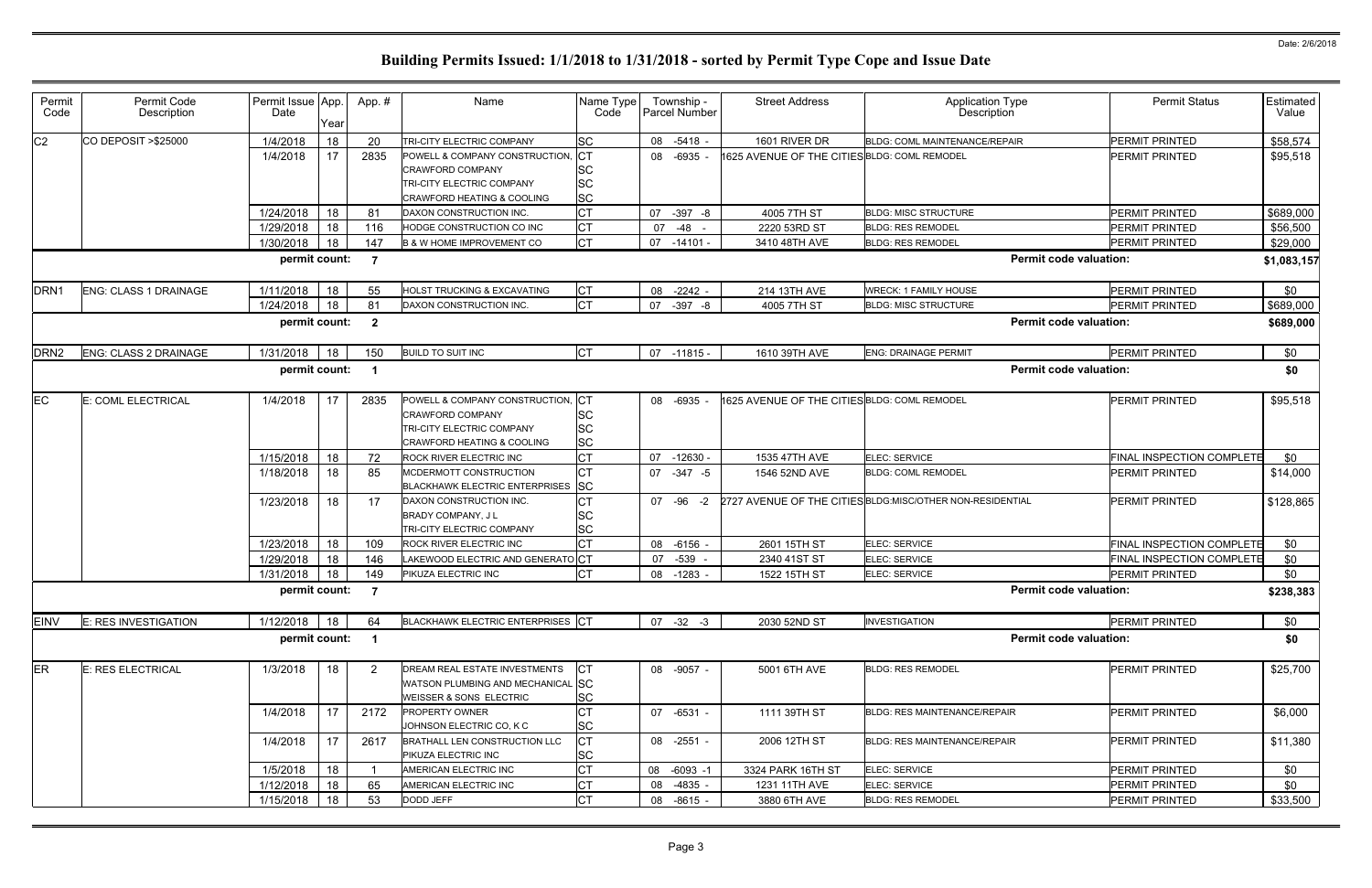Date: 2/6/2018

# Building Permits Issued: 1/1/2018 to 1/31/2018 - sorted by Permit Type Cope and Issue Date

| Permit Code | Permit Code Description | Permit Issue Date | App. Year | App. # | Name | Name Type Code | Township - Parcel Number | Street Address | Application Type Description | Permit Status | Estimated Value |
|---|---|---|---|---|---|---|---|---|---|---|---|
| C2 | CO DEPOSIT >$25000 | 1/4/2018 | 18 | 20 | TRI-CITY ELECTRIC COMPANY | SC | 08 -5418 - | 1601 RIVER DR | BLDG: COML MAINTENANCE/REPAIR | PERMIT PRINTED | $58,574 |
| | | 1/4/2018 | 17 | 2835 | POWELL & COMPANY CONSTRUCTION, CRAWFORD COMPANY, TRI-CITY ELECTRIC COMPANY, CRAWFORD HEATING & COOLING | CT, SC, SC, SC | 08 -6935 - | 1625 AVENUE OF THE CITIES | BLDG: COML REMODEL | PERMIT PRINTED | $95,518 |
| | | 1/24/2018 | 18 | 81 | DAXON CONSTRUCTION INC. | CT | 07 -397 -8 | 4005 7TH ST | BLDG: MISC STRUCTURE | PERMIT PRINTED | $689,000 |
| | | 1/29/2018 | 18 | 116 | HODGE CONSTRUCTION CO INC | CT | 07 -48 - | 2220 53RD ST | BLDG: RES REMODEL | PERMIT PRINTED | $56,500 |
| | | 1/30/2018 | 18 | 147 | B & W HOME IMPROVEMENT CO | CT | 07 -14101 - | 3410 48TH AVE | BLDG: RES REMODEL | PERMIT PRINTED | $29,000 |
| | | permit count: | | 7 | | | | | Permit code valuation: | | $1,083,157 |
| DRN1 | ENG: CLASS 1 DRAINAGE | 1/11/2018 | 18 | 55 | HOLST TRUCKING & EXCAVATING | CT | 08 -2242 - | 214 13TH AVE | WRECK: 1 FAMILY HOUSE | PERMIT PRINTED | $0 |
| | | 1/24/2018 | 18 | 81 | DAXON CONSTRUCTION INC. | CT | 07 -397 -8 | 4005 7TH ST | BLDG: MISC STRUCTURE | PERMIT PRINTED | $689,000 |
| | | permit count: | | 2 | | | | | Permit code valuation: | | $689,000 |
| DRN2 | ENG: CLASS 2 DRAINAGE | 1/31/2018 | 18 | 150 | BUILD TO SUIT INC | CT | 07 -11815 - | 1610 39TH AVE | ENG: DRAINAGE PERMIT | PERMIT PRINTED | $0 |
| | | permit count: | | 1 | | | | | Permit code valuation: | | $0 |
| EC | E: COML ELECTRICAL | 1/4/2018 | 17 | 2835 | POWELL & COMPANY CONSTRUCTION, CRAWFORD COMPANY, TRI-CITY ELECTRIC COMPANY, CRAWFORD HEATING & COOLING | CT, SC, SC, SC | 08 -6935 - | 1625 AVENUE OF THE CITIES | BLDG: COML REMODEL | PERMIT PRINTED | $95,518 |
| | | 1/15/2018 | 18 | 72 | ROCK RIVER ELECTRIC INC | CT | 07 -12630 - | 1535 47TH AVE | ELEC: SERVICE | FINAL INSPECTION COMPLETE | $0 |
| | | 1/18/2018 | 18 | 85 | MCDERMOTT CONSTRUCTION, BLACKHAWK ELECTRIC ENTERPRISES | CT, SC | 07 -347 -5 | 1546 52ND AVE | BLDG: COML REMODEL | PERMIT PRINTED | $14,000 |
| | | 1/23/2018 | 18 | 17 | DAXON CONSTRUCTION INC., BRADY COMPANY, J L, TRI-CITY ELECTRIC COMPANY | CT, SC, SC | 07 -96 -2 | 2727 AVENUE OF THE CITIES | BLDG:MISC/OTHER NON-RESIDENTIAL | PERMIT PRINTED | $128,865 |
| | | 1/23/2018 | 18 | 109 | ROCK RIVER ELECTRIC INC | CT | 08 -6156 - | 2601 15TH ST | ELEC: SERVICE | FINAL INSPECTION COMPLETE | $0 |
| | | 1/29/2018 | 18 | 146 | LAKEWOOD ELECTRIC AND GENERATO | CT | 07 -539 - | 2340 41ST ST | ELEC: SERVICE | FINAL INSPECTION COMPLETE | $0 |
| | | 1/31/2018 | 18 | 149 | PIKUZA ELECTRIC INC | CT | 08 -1283 - | 1522 15TH ST | ELEC: SERVICE | PERMIT PRINTED | $0 |
| | | permit count: | | 7 | | | | | Permit code valuation: | | $238,383 |
| EINV | E: RES INVESTIGATION | 1/12/2018 | 18 | 64 | BLACKHAWK ELECTRIC ENTERPRISES | CT | 07 -32 -3 | 2030 52ND ST | INVESTIGATION | PERMIT PRINTED | $0 |
| | | permit count: | | 1 | | | | | Permit code valuation: | | $0 |
| ER | E: RES ELECTRICAL | 1/3/2018 | 18 | 2 | DREAM REAL ESTATE INVESTMENTS, WATSON PLUMBING AND MECHANICAL, WEISSER & SONS ELECTRIC | CT, SC, SC | 08 -9057 - | 5001 6TH AVE | BLDG: RES REMODEL | PERMIT PRINTED | $25,700 |
| | | 1/4/2018 | 17 | 2172 | PROPERTY OWNER, JOHNSON ELECTRIC CO, K C | CT, SC | 07 -6531 - | 1111 39TH ST | BLDG: RES MAINTENANCE/REPAIR | PERMIT PRINTED | $6,000 |
| | | 1/4/2018 | 17 | 2617 | BRATHALL LEN CONSTRUCTION LLC, PIKUZA ELECTRIC INC | CT, SC | 08 -2551 - | 2006 12TH ST | BLDG: RES MAINTENANCE/REPAIR | PERMIT PRINTED | $11,380 |
| | | 1/5/2018 | 18 | 1 | AMERICAN ELECTRIC INC | CT | 08 -6093 -1 | 3324 PARK 16TH ST | ELEC: SERVICE | PERMIT PRINTED | $0 |
| | | 1/12/2018 | 18 | 65 | AMERICAN ELECTRIC INC | CT | 08 -4835 - | 1231 11TH AVE | ELEC: SERVICE | PERMIT PRINTED | $0 |
| | | 1/15/2018 | 18 | 53 | DODD JEFF | CT | 08 -8615 - | 3880 6TH AVE | BLDG: RES REMODEL | PERMIT PRINTED | $33,500 |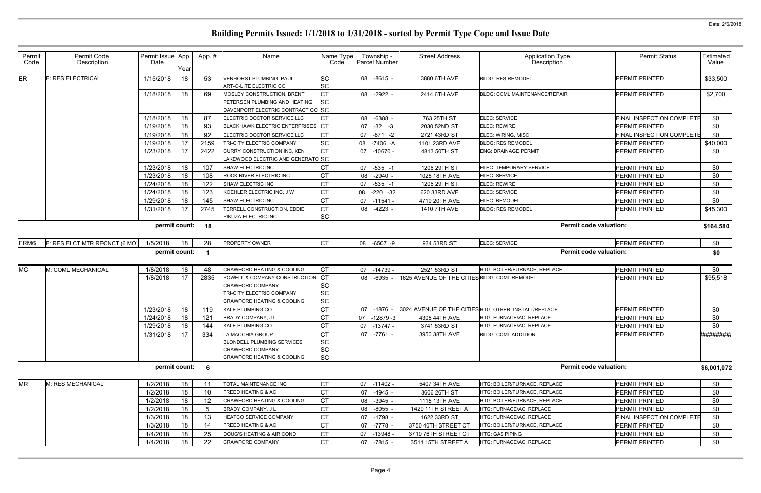# Building Permits Issued: 1/1/2018 to 1/31/2018 - sorted by Permit Type Cope and Issue Date

Date: 2/6/2018

| Permit Code | Permit Code Description | Permit Issue Date | App. Year | App. # | Name | Name Type Code | Township - Parcel Number | Street Address | Application Type Description | Permit Status | Estimated Value |
|---|---|---|---|---|---|---|---|---|---|---|---|
| ER | E: RES ELECTRICAL | 1/15/2018 | 18 | 53 | VENHORST PLUMBING, PAUL<br>ART-O-LITE ELECTRIC CO | SC<br>SC | 08 -8615 - | 3880 6TH AVE | BLDG: RES REMODEL | PERMIT PRINTED | $33,500 |
| | | 1/18/2018 | 18 | 69 | MOSLEY CONSTRUCTION, BRENT<br>PETERSEN PLUMBING AND HEATING<br>DAVENPORT ELECTRIC CONTRACT CO | CT<br>SC<br>SC | 08 -2922 - | 2414 6TH AVE | BLDG: COML MAINTENANCE/REPAIR | PERMIT PRINTED | $2,700 |
| | | 1/18/2018 | 18 | 87 | ELECTRIC DOCTOR SERVICE LLC | CT | 08 -6388 - | 763 25TH ST | ELEC: SERVICE | FINAL INSPECTION COMPLETE | $0 |
| | | 1/19/2018 | 18 | 93 | BLACKHAWK ELECTRIC ENTERPRISES | CT | 07 -32 -3 | 2030 52ND ST | ELEC: REWIRE | PERMIT PRINTED | $0 |
| | | 1/19/2018 | 18 | 92 | ELECTRIC DOCTOR SERVICE LLC | CT | 07 -871 -2 | 2721 43RD ST | ELEC: WIRING, MISC | FINAL INSPECTION COMPLETE | $0 |
| | | 1/19/2018 | 17 | 2159 | TRI-CITY ELECTRIC COMPANY | SC | 08 -7406 -A | 1101 23RD AVE | BLDG: RES REMODEL | PERMIT PRINTED | $40,000 |
| | | 1/23/2018 | 17 | 2422 | CURRY CONSTRUCTION INC, KEN<br>LAKEWOOD ELECTRIC AND GENERATO | CT<br>SC | 07 -10670 - | 4813 50TH ST | ENG: DRAINAGE PERMIT | PERMIT PRINTED | $0 |
| | | 1/23/2018 | 18 | 107 | SHAW ELECTRIC INC | CT | 07 -535 -1 | 1206 29TH ST | ELEC: TEMPORARY SERVICE | PERMIT PRINTED | $0 |
| | | 1/23/2018 | 18 | 108 | ROCK RIVER ELECTRIC INC | CT | 08 -2940 - | 1025 18TH AVE | ELEC: SERVICE | PERMIT PRINTED | $0 |
| | | 1/24/2018 | 18 | 122 | SHAW ELECTRIC INC | CT | 07 -535 -1 | 1206 29TH ST | ELEC: REWIRE | PERMIT PRINTED | $0 |
| | | 1/24/2018 | 18 | 123 | KOEHLER ELECTRIC INC, J W | CT | 08 -220 -32 | 620 33RD AVE | ELEC: SERVICE | PERMIT PRINTED | $0 |
| | | 1/29/2018 | 18 | 145 | SHAW ELECTRIC INC | CT | 07 -11541 - | 4719 20TH AVE | ELEC: REMODEL | PERMIT PRINTED | $0 |
| | | 1/31/2018 | 17 | 2745 | TERRELL CONSTRUCTION, EDDIE<br>PIKUZA ELECTRIC INC | CT<br>SC | 08 -4223 - | 1410 7TH AVE | BLDG: RES REMODEL | PERMIT PRINTED | $45,300 |
| | | **permit count:** | | **18** | | | | | **Permit code valuation:** | | **$164,580** |
| ERM6 | E: RES ELCT MTR RECNCT (6 MO) | 1/5/2018 | 18 | 28 | PROPERTY OWNER | CT | 08 -6507 -9 | 934 53RD ST | ELEC: SERVICE | PERMIT PRINTED | $0 |
| | | **permit count:** | | **1** | | | | | **Permit code valuation:** | | **$0** |
| MC | M: COML MECHANICAL | 1/8/2018 | 18 | 48 | CRAWFORD HEATING & COOLING | CT | 07 -14739 - | 2521 53RD ST | HTG: BOILER/FURNACE, REPLACE | PERMIT PRINTED | $0 |
| | | 1/8/2018 | 17 | 2835 | POWELL & COMPANY CONSTRUCTION,<br>CRAWFORD COMPANY<br>TRI-CITY ELECTRIC COMPANY<br>CRAWFORD HEATING & COOLING | CT<br>SC<br>SC<br>SC | 08 -6935 - | 1625 AVENUE OF THE CITIES | BLDG: COML REMODEL | PERMIT PRINTED | $95,518 |
| | | 1/23/2018 | 18 | 119 | KALE PLUMBING CO | CT | 07 -1876 - | 3024 AVENUE OF THE CITIES | HTG: OTHER, INSTALL/REPLACE | PERMIT PRINTED | $0 |
| | | 1/24/2018 | 18 | 121 | BRADY COMPANY, J L | CT | 07 -12879 -3 | 4305 44TH AVE | HTG: FURNACE/AC, REPLACE | PERMIT PRINTED | $0 |
| | | 1/29/2018 | 18 | 144 | KALE PLUMBING CO | CT | 07 -13747 - | 3741 53RD ST | HTG: FURNACE/AC, REPLACE | PERMIT PRINTED | $0 |
| | | 1/31/2018 | 17 | 334 | LA MACCHIA GROUP<br>BLONDELL PLUMBING SERVICES<br>CRAWFORD COMPANY<br>CRAWFORD HEATING & COOLING | CT<br>SC<br>SC<br>SC | 07 -7761 - | 3950 38TH AVE | BLDG: COML ADDITION | PERMIT PRINTED | ######### |
| | | **permit count:** | | **6** | | | | | **Permit code valuation:** | | **$6,001,072** |
| MR | M: RES MECHANICAL | 1/2/2018 | 18 | 11 | TOTAL MAINTENANCE INC | CT | 07 -11402 - | 5407 34TH AVE | HTG: BOILER/FURNACE, REPLACE | PERMIT PRINTED | $0 |
| | | 1/2/2018 | 18 | 10 | FREED HEATING & AC | CT | 07 -4945 - | 3606 26TH ST | HTG: BOILER/FURNACE, REPLACE | PERMIT PRINTED | $0 |
| | | 1/2/2018 | 18 | 12 | CRAWFORD HEATING & COOLING | CT | 08 -3945 - | 1115 13TH AVE | HTG: BOILER/FURNACE, REPLACE | PERMIT PRINTED | $0 |
| | | 1/2/2018 | 18 | 5 | BRADY COMPANY, J L | CT | 08 -8055 - | 1429 11TH STREET A | HTG: FURNACE/AC, REPLACE | PERMIT PRINTED | $0 |
| | | 1/3/2018 | 18 | 13 | HEATCO SERVICE COMPANY | CT | 07 -1798 - | 1622 33RD ST | HTG: FURNACE/AC, REPLACE | FINAL INSPECTION COMPLETE | $0 |
| | | 1/3/2018 | 18 | 14 | FREED HEATING & AC | CT | 07 -7778 - | 3750 40TH STREET CT | HTG: BOILER/FURNACE, REPLACE | PERMIT PRINTED | $0 |
| | | 1/4/2018 | 18 | 25 | DOUG'S HEATING & AIR COND | CT | 07 -13948 - | 3719 76TH STREET CT | HTG: GAS PIPING | PERMIT PRINTED | $0 |
| | | 1/4/2018 | 18 | 22 | CRAWFORD COMPANY | CT | 07 -7815 - | 3511 15TH STREET A | HTG: FURNACE/AC, REPLACE | PERMIT PRINTED | $0 |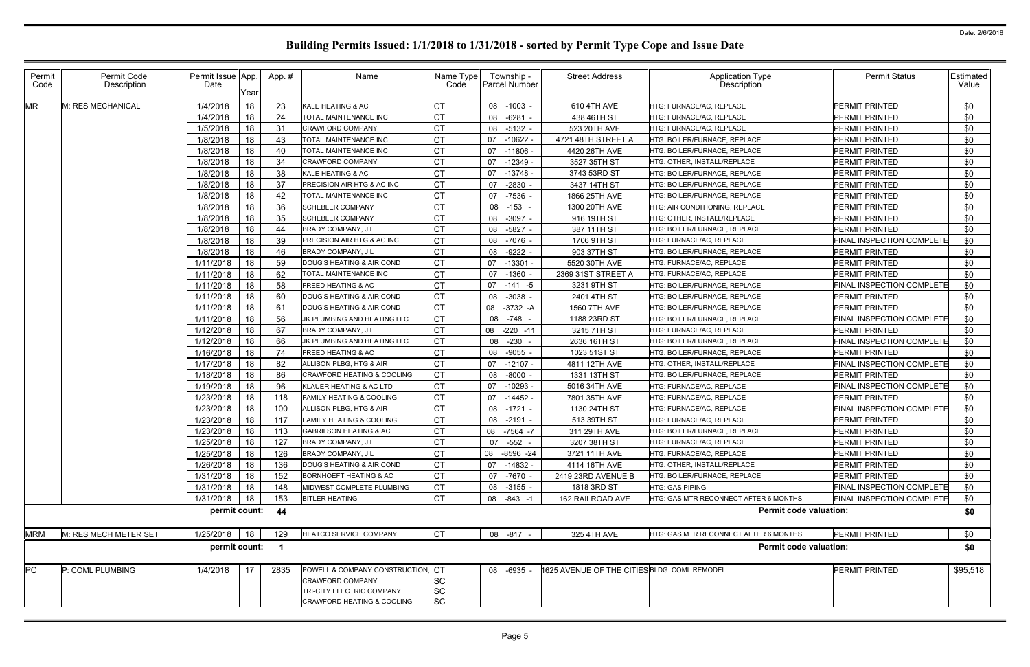# Building Permits Issued: 1/1/2018 to 1/31/2018 - sorted by Permit Type Cope and Issue Date

Date: 2/6/2018

| Permit Code | Permit Code Description | Permit Issue Date | App. Year | App. # | Name | Name Type Code | Township - Parcel Number | Street Address | Application Type Description | Permit Status | Estimated Value |
|---|---|---|---|---|---|---|---|---|---|---|---|
| MR | M: RES MECHANICAL | 1/4/2018 | 18 | 23 | KALE HEATING & AC | CT | 08 -1003 - | 610 4TH AVE | HTG: FURNACE/AC, REPLACE | PERMIT PRINTED | $0 |
| | | 1/4/2018 | 18 | 24 | TOTAL MAINTENANCE INC | CT | 08 -6281 - | 438 46TH ST | HTG: FURNACE/AC, REPLACE | PERMIT PRINTED | $0 |
| | | 1/5/2018 | 18 | 31 | CRAWFORD COMPANY | CT | 08 -5132 - | 523 20TH AVE | HTG: FURNACE/AC, REPLACE | PERMIT PRINTED | $0 |
| | | 1/8/2018 | 18 | 43 | TOTAL MAINTENANCE INC | CT | 07 -10622 - | 4721 48TH STREET A | HTG: BOILER/FURNACE, REPLACE | PERMIT PRINTED | $0 |
| | | 1/8/2018 | 18 | 40 | TOTAL MAINTENANCE INC | CT | 07 -11806 - | 4420 26TH AVE | HTG: BOILER/FURNACE, REPLACE | PERMIT PRINTED | $0 |
| | | 1/8/2018 | 18 | 34 | CRAWFORD COMPANY | CT | 07 -12349 - | 3527 35TH ST | HTG: OTHER, INSTALL/REPLACE | PERMIT PRINTED | $0 |
| | | 1/8/2018 | 18 | 38 | KALE HEATING & AC | CT | 07 -13748 - | 3743 53RD ST | HTG: BOILER/FURNACE, REPLACE | PERMIT PRINTED | $0 |
| | | 1/8/2018 | 18 | 37 | PRECISION AIR HTG & AC INC | CT | 07 -2830 - | 3437 14TH ST | HTG: BOILER/FURNACE, REPLACE | PERMIT PRINTED | $0 |
| | | 1/8/2018 | 18 | 42 | TOTAL MAINTENANCE INC | CT | 07 -7536 - | 1866 25TH AVE | HTG: BOILER/FURNACE, REPLACE | PERMIT PRINTED | $0 |
| | | 1/8/2018 | 18 | 36 | SCHEBLER COMPANY | CT | 08 -153 - | 1300 20TH AVE | HTG: AIR CONDITIONING, REPLACE | PERMIT PRINTED | $0 |
| | | 1/8/2018 | 18 | 35 | SCHEBLER COMPANY | CT | 08 -3097 - | 916 19TH ST | HTG: OTHER, INSTALL/REPLACE | PERMIT PRINTED | $0 |
| | | 1/8/2018 | 18 | 44 | BRADY COMPANY, J L | CT | 08 -5827 - | 387 11TH ST | HTG: BOILER/FURNACE, REPLACE | PERMIT PRINTED | $0 |
| | | 1/8/2018 | 18 | 39 | PRECISION AIR HTG & AC INC | CT | 08 -7076 - | 1706 9TH ST | HTG: FURNACE/AC, REPLACE | FINAL INSPECTION COMPLETE | $0 |
| | | 1/8/2018 | 18 | 46 | BRADY COMPANY, J L | CT | 08 -9222 - | 903 37TH ST | HTG: BOILER/FURNACE, REPLACE | PERMIT PRINTED | $0 |
| | | 1/11/2018 | 18 | 59 | DOUG'S HEATING & AIR COND | CT | 07 -13301 - | 5520 30TH AVE | HTG: FURNACE/AC, REPLACE | PERMIT PRINTED | $0 |
| | | 1/11/2018 | 18 | 62 | TOTAL MAINTENANCE INC | CT | 07 -1360 - | 2369 31ST STREET A | HTG: FURNACE/AC, REPLACE | PERMIT PRINTED | $0 |
| | | 1/11/2018 | 18 | 58 | FREED HEATING & AC | CT | 07 -141 -5 | 3231 9TH ST | HTG: BOILER/FURNACE, REPLACE | FINAL INSPECTION COMPLETE | $0 |
| | | 1/11/2018 | 18 | 60 | DOUG'S HEATING & AIR COND | CT | 08 -3038 - | 2401 4TH ST | HTG: BOILER/FURNACE, REPLACE | PERMIT PRINTED | $0 |
| | | 1/11/2018 | 18 | 61 | DOUG'S HEATING & AIR COND | CT | 08 -3732 -A | 1560 7TH AVE | HTG: BOILER/FURNACE, REPLACE | PERMIT PRINTED | $0 |
| | | 1/11/2018 | 18 | 56 | JK PLUMBING AND HEATING LLC | CT | 08 -748 - | 1188 23RD ST | HTG: BOILER/FURNACE, REPLACE | FINAL INSPECTION COMPLETE | $0 |
| | | 1/12/2018 | 18 | 67 | BRADY COMPANY, J L | CT | 08 -220 -11 | 3215 7TH ST | HTG: FURNACE/AC, REPLACE | PERMIT PRINTED | $0 |
| | | 1/12/2018 | 18 | 66 | JK PLUMBING AND HEATING LLC | CT | 08 -230 - | 2636 16TH ST | HTG: BOILER/FURNACE, REPLACE | FINAL INSPECTION COMPLETE | $0 |
| | | 1/16/2018 | 18 | 74 | FREED HEATING & AC | CT | 08 -9055 - | 1023 51ST ST | HTG: BOILER/FURNACE, REPLACE | PERMIT PRINTED | $0 |
| | | 1/17/2018 | 18 | 82 | ALLISON PLBG, HTG & AIR | CT | 07 -12107 - | 4811 12TH AVE | HTG: OTHER, INSTALL/REPLACE | FINAL INSPECTION COMPLETE | $0 |
| | | 1/18/2018 | 18 | 86 | CRAWFORD HEATING & COOLING | CT | 08 -8000 - | 1331 13TH ST | HTG: BOILER/FURNACE, REPLACE | PERMIT PRINTED | $0 |
| | | 1/19/2018 | 18 | 96 | KLAUER HEATING & AC LTD | CT | 07 -10293 - | 5016 34TH AVE | HTG: FURNACE/AC, REPLACE | FINAL INSPECTION COMPLETE | $0 |
| | | 1/23/2018 | 18 | 118 | FAMILY HEATING & COOLING | CT | 07 -14452 - | 7801 35TH AVE | HTG: FURNACE/AC, REPLACE | PERMIT PRINTED | $0 |
| | | 1/23/2018 | 18 | 100 | ALLISON PLBG, HTG & AIR | CT | 08 -1721 - | 1130 24TH ST | HTG: FURNACE/AC, REPLACE | FINAL INSPECTION COMPLETE | $0 |
| | | 1/23/2018 | 18 | 117 | FAMILY HEATING & COOLING | CT | 08 -2191 - | 513 39TH ST | HTG: FURNACE/AC, REPLACE | PERMIT PRINTED | $0 |
| | | 1/23/2018 | 18 | 113 | GABRILSON HEATING & AC | CT | 08 -7564 -7 | 311 29TH AVE | HTG: BOILER/FURNACE, REPLACE | PERMIT PRINTED | $0 |
| | | 1/25/2018 | 18 | 127 | BRADY COMPANY, J L | CT | 07 -552 - | 3207 38TH ST | HTG: FURNACE/AC, REPLACE | PERMIT PRINTED | $0 |
| | | 1/25/2018 | 18 | 126 | BRADY COMPANY, J L | CT | 08 -8596 -24 | 3721 11TH AVE | HTG: FURNACE/AC, REPLACE | PERMIT PRINTED | $0 |
| | | 1/26/2018 | 18 | 136 | DOUG'S HEATING & AIR COND | CT | 07 -14832 - | 4114 16TH AVE | HTG: OTHER, INSTALL/REPLACE | PERMIT PRINTED | $0 |
| | | 1/31/2018 | 18 | 152 | BORNHOEFT HEATING & AC | CT | 07 -7670 - | 2419 23RD AVENUE B | HTG: BOILER/FURNACE, REPLACE | PERMIT PRINTED | $0 |
| | | 1/31/2018 | 18 | 148 | MIDWEST COMPLETE PLUMBING | CT | 08 -3155 - | 1818 3RD ST | HTG: GAS PIPING | FINAL INSPECTION COMPLETE | $0 |
| | | 1/31/2018 | 18 | 153 | BITLER HEATING | CT | 08 -843 -1 | 162 RAILROAD AVE | HTG: GAS MTR RECONNECT AFTER 6 MONTHS | FINAL INSPECTION COMPLETE | $0 |
| | | **permit count:** | | **44** | | | | | **Permit code valuation:** | | **$0** |
| MRM | M: RES MECH METER SET | 1/25/2018 | 18 | 129 | HEATCO SERVICE COMPANY | CT | 08 -817 - | 325 4TH AVE | HTG: GAS MTR RECONNECT AFTER 6 MONTHS | PERMIT PRINTED | $0 |
| | | **permit count:** | | **1** | | | | | **Permit code valuation:** | | **$0** |
| PC | P: COML PLUMBING | 1/4/2018 | 17 | 2835 | POWELL & COMPANY CONSTRUCTION,<br>CRAWFORD COMPANY<br>TRI-CITY ELECTRIC COMPANY<br>CRAWFORD HEATING & COOLING | CT<br>SC<br>SC<br>SC | 08 -6935 - | 1625 AVENUE OF THE CITIES | BLDG: COML REMODEL | PERMIT PRINTED | $95,518 |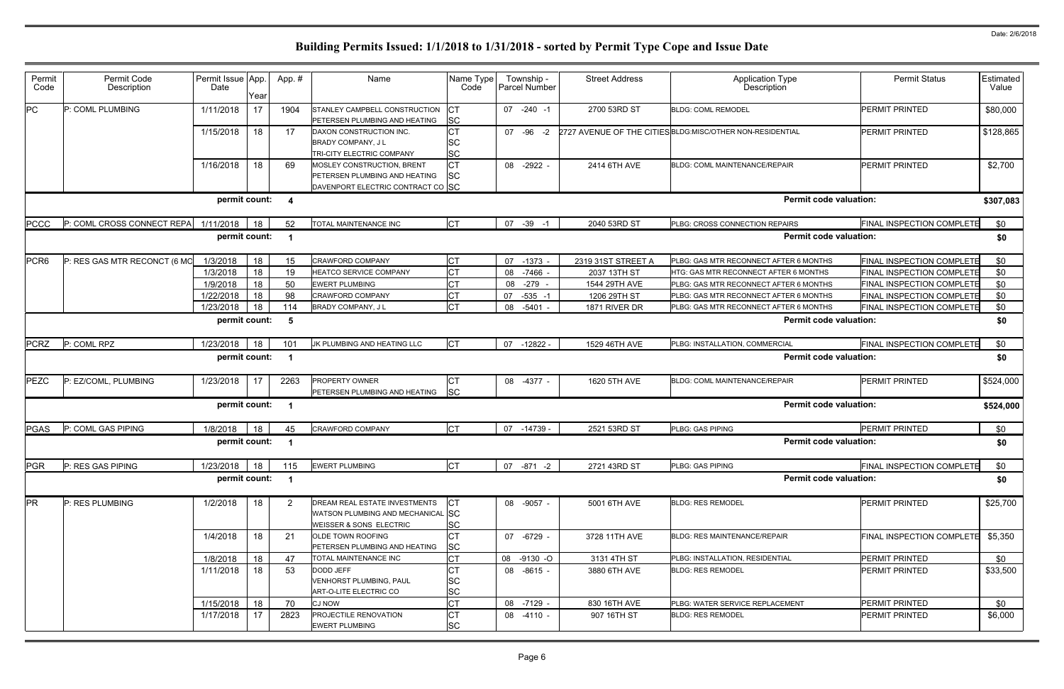Date: 2/6/2018

# Building Permits Issued: 1/1/2018 to 1/31/2018 - sorted by Permit Type Cope and Issue Date

| Permit Code | Permit Code Description | Permit Issue Date | App. Year | App. # | Name | Name Type Code | Township - Parcel Number | Street Address | Application Type Description | Permit Status | Estimated Value |
|---|---|---|---|---|---|---|---|---|---|---|---|
| PC | P: COML PLUMBING | 1/11/2018 | 17 | 1904 | STANLEY CAMPBELL CONSTRUCTION<br>PETERSEN PLUMBING AND HEATING | CT<br>SC | 07 -240 -1 | 2700 53RD ST | BLDG: COML REMODEL | PERMIT PRINTED | $80,000 |
| | | 1/15/2018 | 18 | 17 | DAXON CONSTRUCTION INC.<br>BRADY COMPANY, J L<br>TRI-CITY ELECTRIC COMPANY | CT<br>SC<br>SC | 07 -96 -2 | 2727 AVENUE OF THE CITIES | BLDG:MISC/OTHER NON-RESIDENTIAL | PERMIT PRINTED | $128,865 |
| | | 1/16/2018 | 18 | 69 | MOSLEY CONSTRUCTION, BRENT<br>PETERSEN PLUMBING AND HEATING<br>DAVENPORT ELECTRIC CONTRACT CO | CT<br>SC<br>SC | 08 -2922 - | 2414 6TH AVE | BLDG: COML MAINTENANCE/REPAIR | PERMIT PRINTED | $2,700 |
| | | **permit count:** | | **4** | | | | | **Permit code valuation:** | | **$307,083** |
| PCCC | P: COML CROSS CONNECT REPA | 1/11/2018 | 18 | 52 | TOTAL MAINTENANCE INC | CT | 07 -39 -1 | 2040 53RD ST | PLBG: CROSS CONNECTION REPAIRS | FINAL INSPECTION COMPLETE | $0 |
| | | **permit count:** | | **1** | | | | | **Permit code valuation:** | | **$0** |
| PCR6 | P: RES GAS MTR RECONCT (6 MO | 1/3/2018 | 18 | 15 | CRAWFORD COMPANY | CT | 07 -1373 - | 2319 31ST STREET A | PLBG: GAS MTR RECONNECT AFTER 6 MONTHS | FINAL INSPECTION COMPLETE | $0 |
| | | 1/3/2018 | 18 | 19 | HEATCO SERVICE COMPANY | CT | 08 -7466 - | 2037 13TH ST | HTG: GAS MTR RECONNECT AFTER 6 MONTHS | FINAL INSPECTION COMPLETE | $0 |
| | | 1/9/2018 | 18 | 50 | EWERT PLUMBING | CT | 08 -279 - | 1544 29TH AVE | PLBG: GAS MTR RECONNECT AFTER 6 MONTHS | FINAL INSPECTION COMPLETE | $0 |
| | | 1/22/2018 | 18 | 98 | CRAWFORD COMPANY | CT | 07 -535 -1 | 1206 29TH ST | PLBG: GAS MTR RECONNECT AFTER 6 MONTHS | FINAL INSPECTION COMPLETE | $0 |
| | | 1/23/2018 | 18 | 114 | BRADY COMPANY, J L | CT | 08 -5401 - | 1871 RIVER DR | PLBG: GAS MTR RECONNECT AFTER 6 MONTHS | FINAL INSPECTION COMPLETE | $0 |
| | | **permit count:** | | **5** | | | | | **Permit code valuation:** | | **$0** |
| PCRZ | P: COML RPZ | 1/23/2018 | 18 | 101 | JK PLUMBING AND HEATING LLC | CT | 07 -12822 - | 1529 46TH AVE | PLBG: INSTALLATION, COMMERCIAL | FINAL INSPECTION COMPLETE | $0 |
| | | **permit count:** | | **1** | | | | | **Permit code valuation:** | | **$0** |
| PEZC | P: EZ/COML, PLUMBING | 1/23/2018 | 17 | 2263 | PROPERTY OWNER<br>PETERSEN PLUMBING AND HEATING | CT<br>SC | 08 -4377 - | 1620 5TH AVE | BLDG: COML MAINTENANCE/REPAIR | PERMIT PRINTED | $524,000 |
| | | **permit count:** | | **1** | | | | | **Permit code valuation:** | | **$524,000** |
| PGAS | P: COML GAS PIPING | 1/8/2018 | 18 | 45 | CRAWFORD COMPANY | CT | 07 -14739 - | 2521 53RD ST | PLBG: GAS PIPING | PERMIT PRINTED | $0 |
| | | **permit count:** | | **1** | | | | | **Permit code valuation:** | | **$0** |
| PGR | P: RES GAS PIPING | 1/23/2018 | 18 | 115 | EWERT PLUMBING | CT | 07 -871 -2 | 2721 43RD ST | PLBG: GAS PIPING | FINAL INSPECTION COMPLETE | $0 |
| | | **permit count:** | | **1** | | | | | **Permit code valuation:** | | **$0** |
| PR | P: RES PLUMBING | 1/2/2018 | 18 | 2 | DREAM REAL ESTATE INVESTMENTS<br>WATSON PLUMBING AND MECHANICAL<br>WEISSER & SONS ELECTRIC | CT<br>SC<br>SC | 08 -9057 - | 5001 6TH AVE | BLDG: RES REMODEL | PERMIT PRINTED | $25,700 |
| | | 1/4/2018 | 18 | 21 | OLDE TOWN ROOFING<br>PETERSEN PLUMBING AND HEATING | CT<br>SC | 07 -6729 - | 3728 11TH AVE | BLDG: RES MAINTENANCE/REPAIR | FINAL INSPECTION COMPLETE | $5,350 |
| | | 1/8/2018 | 18 | 47 | TOTAL MAINTENANCE INC | CT | 08 -9130 -O | 3131 4TH ST | PLBG: INSTALLATION, RESIDENTIAL | PERMIT PRINTED | $0 |
| | | 1/11/2018 | 18 | 53 | DODD JEFF<br>VENHORST PLUMBING, PAUL<br>ART-O-LITE ELECTRIC CO | CT<br>SC<br>SC | 08 -8615 - | 3880 6TH AVE | BLDG: RES REMODEL | PERMIT PRINTED | $33,500 |
| | | 1/15/2018 | 18 | 70 | CJ NOW | CT | 08 -7129 - | 830 16TH AVE | PLBG: WATER SERVICE REPLACEMENT | PERMIT PRINTED | $0 |
| | | 1/17/2018 | 17 | 2823 | PROJECTILE RENOVATION<br>EWERT PLUMBING | CT<br>SC | 08 -4110 - | 907 16TH ST | BLDG: RES REMODEL | PERMIT PRINTED | $6,000 |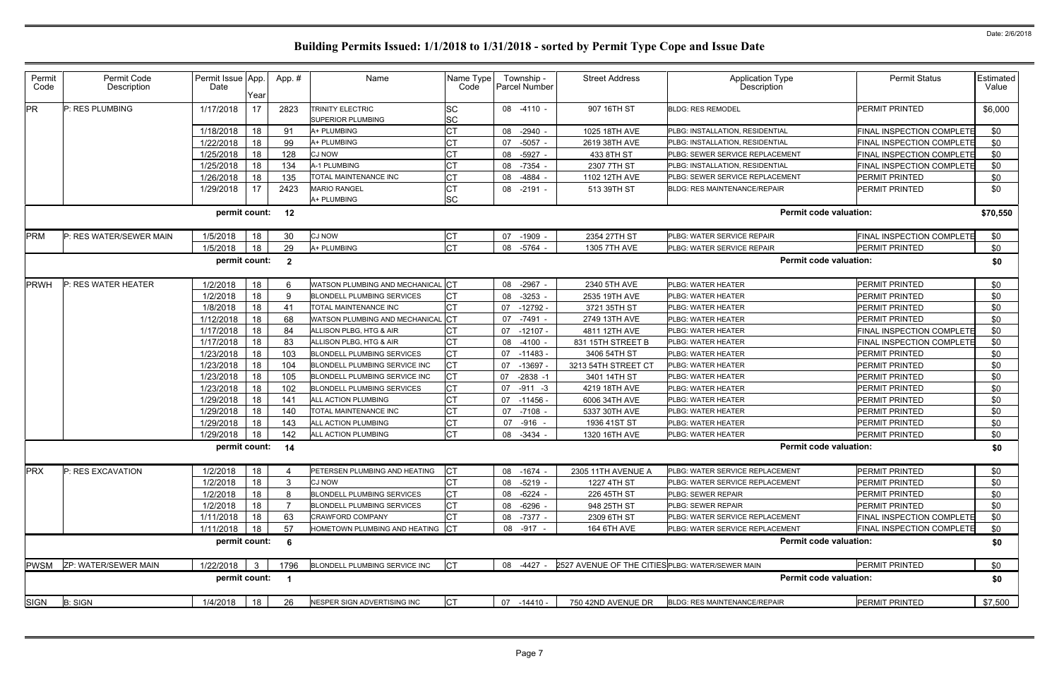# Building Permits Issued: 1/1/2018 to 1/31/2018 - sorted by Permit Type Cope and Issue Date

Date: 2/6/2018

| Permit Code | Permit Code Description | Permit Issue Date | App. Year | App. # | Name | Name Type Code | Township - Parcel Number | Street Address | Application Type Description | Permit Status | Estimated Value |
|---|---|---|---|---|---|---|---|---|---|---|---|
| PR | P: RES PLUMBING | 1/17/2018 | 17 | 2823 | TRINITY ELECTRIC<br>SUPERIOR PLUMBING | SC<br>SC | 08 -4110 - | 907 16TH ST | BLDG: RES REMODEL | PERMIT PRINTED | $6,000 |
| | | 1/18/2018 | 18 | 91 | A+ PLUMBING | CT | 08 -2940 - | 1025 18TH AVE | PLBG: INSTALLATION, RESIDENTIAL | FINAL INSPECTION COMPLETE | $0 |
| | | 1/22/2018 | 18 | 99 | A+ PLUMBING | CT | 07 -5057 - | 2619 38TH AVE | PLBG: INSTALLATION, RESIDENTIAL | FINAL INSPECTION COMPLETE | $0 |
| | | 1/25/2018 | 18 | 128 | CJ NOW | CT | 08 -5927 - | 433 8TH ST | PLBG: SEWER SERVICE REPLACEMENT | FINAL INSPECTION COMPLETE | $0 |
| | | 1/25/2018 | 18 | 134 | A-1 PLUMBING | CT | 08 -7354 - | 2307 7TH ST | PLBG: INSTALLATION, RESIDENTIAL | FINAL INSPECTION COMPLETE | $0 |
| | | 1/26/2018 | 18 | 135 | TOTAL MAINTENANCE INC | CT | 08 -4884 - | 1102 12TH AVE | PLBG: SEWER SERVICE REPLACEMENT | PERMIT PRINTED | $0 |
| | | 1/29/2018 | 17 | 2423 | MARIO RANGEL<br>A+ PLUMBING | CT<br>SC | 08 -2191 - | 513 39TH ST | BLDG: RES MAINTENANCE/REPAIR | PERMIT PRINTED | $0 |
| | | permit count: | | 12 | | | | | Permit code valuation: | | $70,550 |
| PRM | P: RES WATER/SEWER MAIN | 1/5/2018 | 18 | 30 | CJ NOW | CT | 07 -1909 - | 2354 27TH ST | PLBG: WATER SERVICE REPAIR | FINAL INSPECTION COMPLETE | $0 |
| | | 1/5/2018 | 18 | 29 | A+ PLUMBING | CT | 08 -5764 - | 1305 7TH AVE | PLBG: WATER SERVICE REPAIR | PERMIT PRINTED | $0 |
| | | permit count: | | 2 | | | | | Permit code valuation: | | $0 |
| PRWH | P: RES WATER HEATER | 1/2/2018 | 18 | 6 | WATSON PLUMBING AND MECHANICAL | CT | 08 -2967 - | 2340 5TH AVE | PLBG: WATER HEATER | PERMIT PRINTED | $0 |
| | | 1/2/2018 | 18 | 9 | BLONDELL PLUMBING SERVICES | CT | 08 -3253 - | 2535 19TH AVE | PLBG: WATER HEATER | PERMIT PRINTED | $0 |
| | | 1/8/2018 | 18 | 41 | TOTAL MAINTENANCE INC | CT | 07 -12792 - | 3721 35TH ST | PLBG: WATER HEATER | PERMIT PRINTED | $0 |
| | | 1/12/2018 | 18 | 68 | WATSON PLUMBING AND MECHANICAL | CT | 07 -7491 - | 2749 13TH AVE | PLBG: WATER HEATER | PERMIT PRINTED | $0 |
| | | 1/17/2018 | 18 | 84 | ALLISON PLBG, HTG & AIR | CT | 07 -12107 - | 4811 12TH AVE | PLBG: WATER HEATER | FINAL INSPECTION COMPLETE | $0 |
| | | 1/17/2018 | 18 | 83 | ALLISON PLBG, HTG & AIR | CT | 08 -4100 - | 831 15TH STREET B | PLBG: WATER HEATER | FINAL INSPECTION COMPLETE | $0 |
| | | 1/23/2018 | 18 | 103 | BLONDELL PLUMBING SERVICES | CT | 07 -11483 - | 3406 54TH ST | PLBG: WATER HEATER | PERMIT PRINTED | $0 |
| | | 1/23/2018 | 18 | 104 | BLONDELL PLUMBING SERVICE INC | CT | 07 -13697 - | 3213 54TH STREET CT | PLBG: WATER HEATER | PERMIT PRINTED | $0 |
| | | 1/23/2018 | 18 | 105 | BLONDELL PLUMBING SERVICE INC | CT | 07 -2838 -1 | 3401 14TH ST | PLBG: WATER HEATER | PERMIT PRINTED | $0 |
| | | 1/23/2018 | 18 | 102 | BLONDELL PLUMBING SERVICES | CT | 07 -911 -3 | 4219 18TH AVE | PLBG: WATER HEATER | PERMIT PRINTED | $0 |
| | | 1/29/2018 | 18 | 141 | ALL ACTION PLUMBING | CT | 07 -11456 - | 6006 34TH AVE | PLBG: WATER HEATER | PERMIT PRINTED | $0 |
| | | 1/29/2018 | 18 | 140 | TOTAL MAINTENANCE INC | CT | 07 -7108 - | 5337 30TH AVE | PLBG: WATER HEATER | PERMIT PRINTED | $0 |
| | | 1/29/2018 | 18 | 143 | ALL ACTION PLUMBING | CT | 07 -916 - | 1936 41ST ST | PLBG: WATER HEATER | PERMIT PRINTED | $0 |
| | | 1/29/2018 | 18 | 142 | ALL ACTION PLUMBING | CT | 08 -3434 - | 1320 16TH AVE | PLBG: WATER HEATER | PERMIT PRINTED | $0 |
| | | permit count: | | 14 | | | | | Permit code valuation: | | $0 |
| PRX | P: RES EXCAVATION | 1/2/2018 | 18 | 4 | PETERSEN PLUMBING AND HEATING | CT | 08 -1674 - | 2305 11TH AVENUE A | PLBG: WATER SERVICE REPLACEMENT | PERMIT PRINTED | $0 |
| | | 1/2/2018 | 18 | 3 | CJ NOW | CT | 08 -5219 - | 1227 4TH ST | PLBG: WATER SERVICE REPLACEMENT | PERMIT PRINTED | $0 |
| | | 1/2/2018 | 18 | 8 | BLONDELL PLUMBING SERVICES | CT | 08 -6224 - | 226 45TH ST | PLBG: SEWER REPAIR | PERMIT PRINTED | $0 |
| | | 1/2/2018 | 18 | 7 | BLONDELL PLUMBING SERVICES | CT | 08 -6296 - | 948 25TH ST | PLBG: SEWER REPAIR | PERMIT PRINTED | $0 |
| | | 1/11/2018 | 18 | 63 | CRAWFORD COMPANY | CT | 08 -7377 - | 2309 6TH ST | PLBG: WATER SERVICE REPLACEMENT | FINAL INSPECTION COMPLETE | $0 |
| | | 1/11/2018 | 18 | 57 | HOMETOWN PLUMBING AND HEATING | CT | 08 -917 - | 164 6TH AVE | PLBG: WATER SERVICE REPLACEMENT | FINAL INSPECTION COMPLETE | $0 |
| | | permit count: | | 6 | | | | | Permit code valuation: | | $0 |
| PWSM | ZP: WATER/SEWER MAIN | 1/22/2018 | 3 | 1796 | BLONDELL PLUMBING SERVICE INC | CT | 08 -4427 - | 2527 AVENUE OF THE CITIES | PLBG: WATER/SEWER MAIN | PERMIT PRINTED | $0 |
| | | permit count: | | 1 | | | | | Permit code valuation: | | $0 |
| SIGN | B: SIGN | 1/4/2018 | 18 | 26 | NESPER SIGN ADVERTISING INC | CT | 07 -14410 - | 750 42ND AVENUE DR | BLDG: RES MAINTENANCE/REPAIR | PERMIT PRINTED | $7,500 |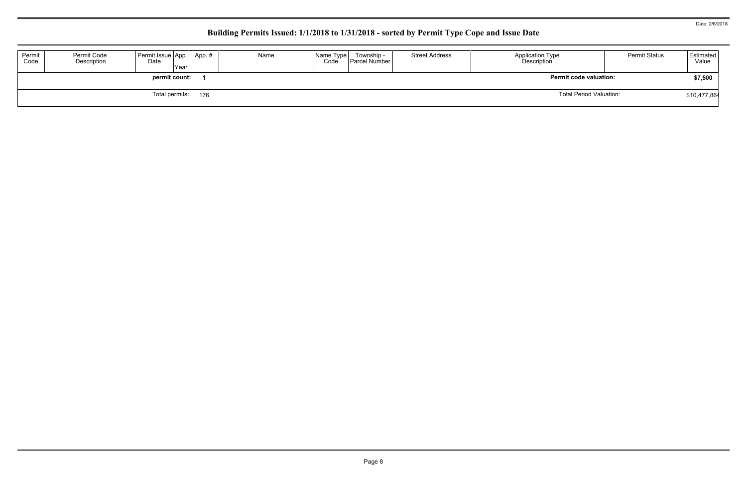Date: 2/6/2018

# Building Permits Issued: 1/1/2018 to 1/31/2018 - sorted by Permit Type Cope and Issue Date

| Permit Code | Permit Code Description | Permit Issue Date | App. Year | App. # | Name | Name Type Code | Township - Parcel Number | Street Address | Application Type Description | Permit Status | Estimated Value |
|---|---|---|---|---|---|---|---|---|---|---|---|
| | | **permit count:** | | **1** | | | | | **Permit code valuation:** | | **$7,500** |
| | | Total permits: | | 176 | | | | | Total Period Valuation: | | $10,477,864 |